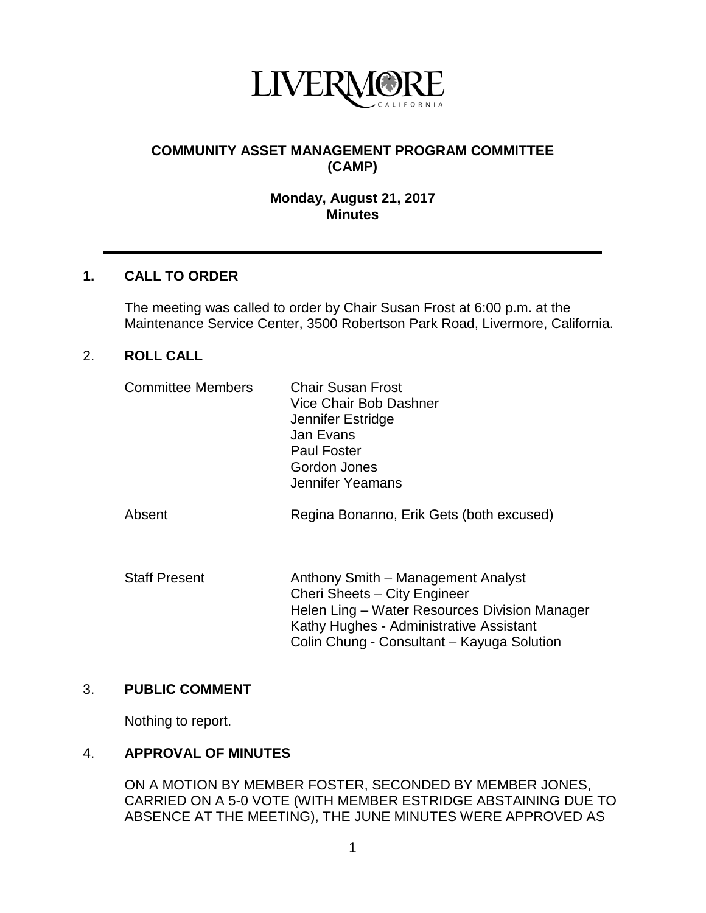LIVERMORE
CALIFORNIA

## COMMUNITY ASSET MANAGEMENT PROGRAM COMMITTEE (CAMP)

### Monday, August 21, 2017
### Minutes

---

## 1. CALL TO ORDER

The meeting was called to order by Chair Susan Frost at 6:00 p.m. at the Maintenance Service Center, 3500 Robertson Park Road, Livermore, California.

## 2. ROLL CALL

| | |
|---|---|
| Committee Members | Chair Susan Frost<br>Vice Chair Bob Dashner<br>Jennifer Estridge<br>Jan Evans<br>Paul Foster<br>Gordon Jones<br>Jennifer Yeamans |
| Absent | Regina Bonanno, Erik Gets (both excused) |
| Staff Present | Anthony Smith – Management Analyst<br>Cheri Sheets – City Engineer<br>Helen Ling – Water Resources Division Manager<br>Kathy Hughes - Administrative Assistant<br>Colin Chung - Consultant – Kayuga Solution |

## 3. PUBLIC COMMENT

Nothing to report.

## 4. APPROVAL OF MINUTES

ON A MOTION BY MEMBER FOSTER, SECONDED BY MEMBER JONES, CARRIED ON A 5-0 VOTE (WITH MEMBER ESTRIDGE ABSTAINING DUE TO ABSENCE AT THE MEETING), THE JUNE MINUTES WERE APPROVED AS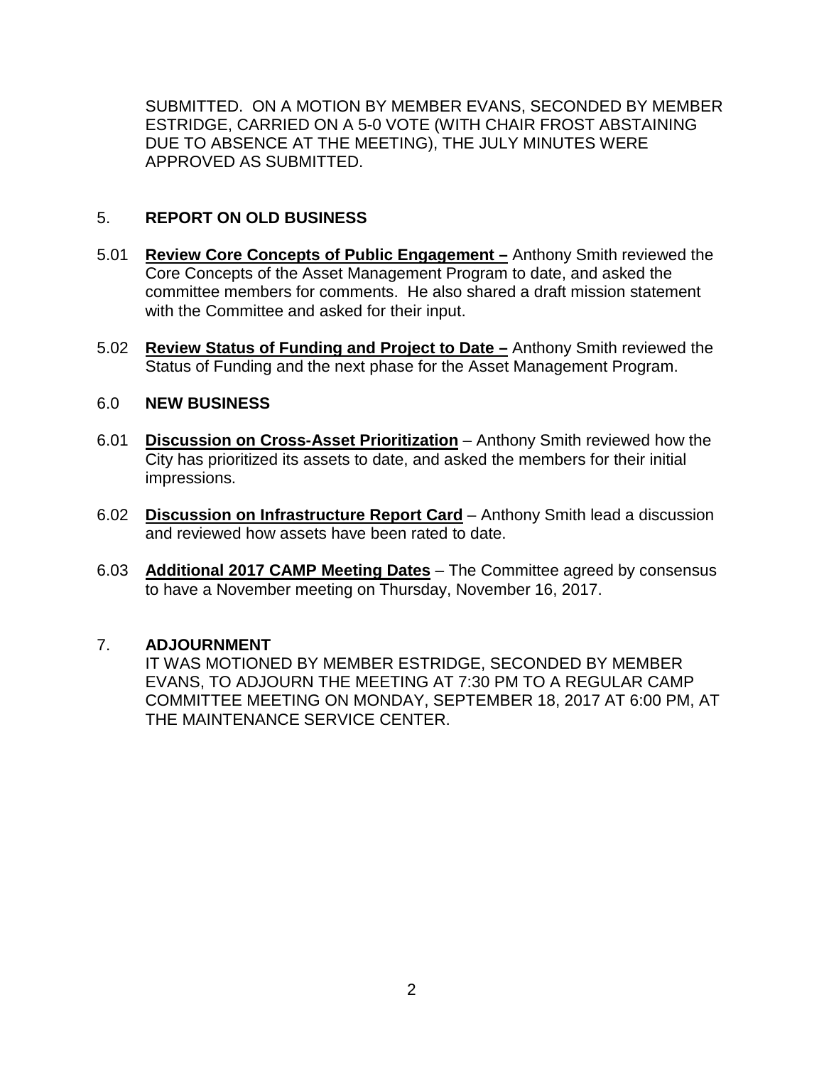SUBMITTED. ON A MOTION BY MEMBER EVANS, SECONDED BY MEMBER ESTRIDGE, CARRIED ON A 5-0 VOTE (WITH CHAIR FROST ABSTAINING DUE TO ABSENCE AT THE MEETING), THE JULY MINUTES WERE APPROVED AS SUBMITTED.

5. **REPORT ON OLD BUSINESS**

5.01 **Review Core Concepts of Public Engagement –** Anthony Smith reviewed the Core Concepts of the Asset Management Program to date, and asked the committee members for comments. He also shared a draft mission statement with the Committee and asked for their input.

5.02 **Review Status of Funding and Project to Date –** Anthony Smith reviewed the Status of Funding and the next phase for the Asset Management Program.

6.0 **NEW BUSINESS**

6.01 **Discussion on Cross-Asset Prioritization** – Anthony Smith reviewed how the City has prioritized its assets to date, and asked the members for their initial impressions.

6.02 **Discussion on Infrastructure Report Card** – Anthony Smith lead a discussion and reviewed how assets have been rated to date.

6.03 **Additional 2017 CAMP Meeting Dates** – The Committee agreed by consensus to have a November meeting on Thursday, November 16, 2017.

7. **ADJOURNMENT**

IT WAS MOTIONED BY MEMBER ESTRIDGE, SECONDED BY MEMBER EVANS, TO ADJOURN THE MEETING AT 7:30 PM TO A REGULAR CAMP COMMITTEE MEETING ON MONDAY, SEPTEMBER 18, 2017 AT 6:00 PM, AT THE MAINTENANCE SERVICE CENTER.